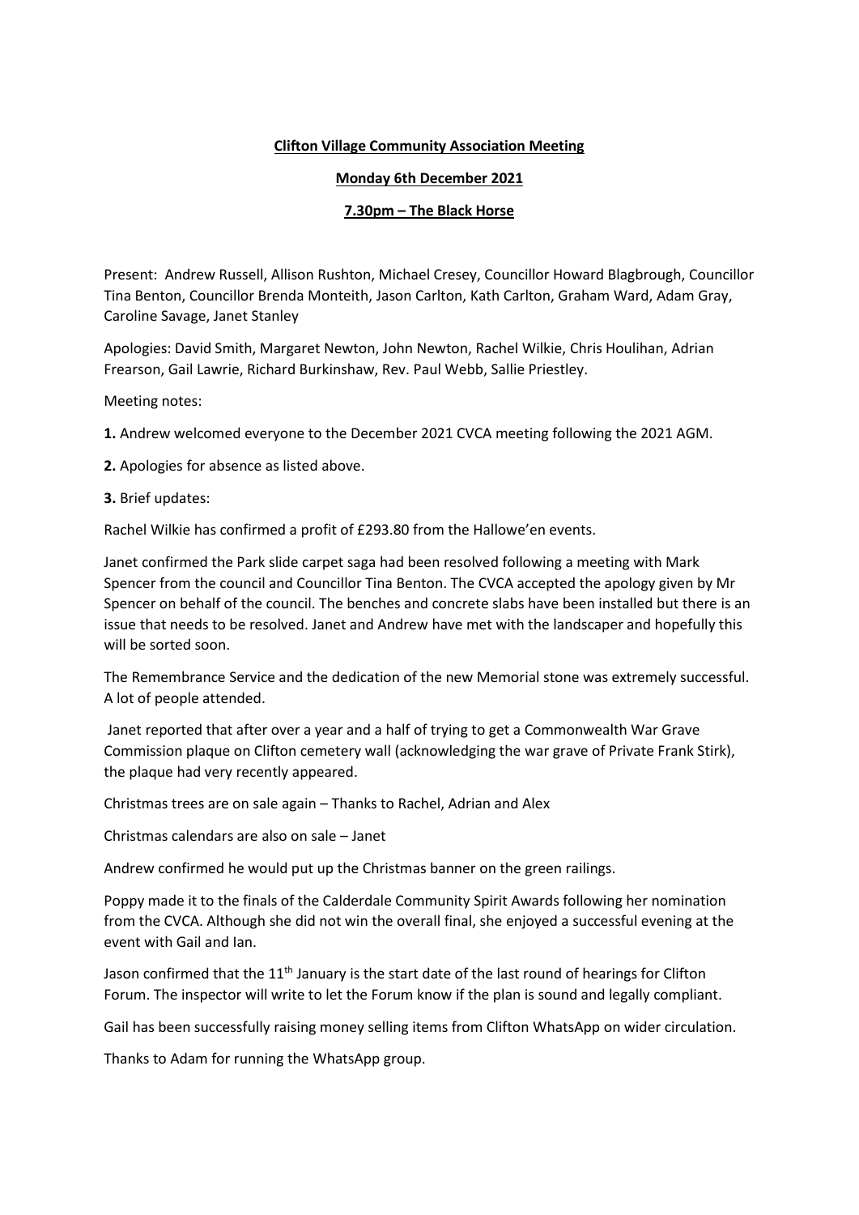**Clifton Village Community Association Meeting**

**Monday 6th December 2021**

**7.30pm – The Black Horse**

Present: Andrew Russell, Allison Rushton, Michael Cresey, Councillor Howard Blagbrough, Councillor Tina Benton, Councillor Brenda Monteith, Jason Carlton, Kath Carlton, Graham Ward, Adam Gray, Caroline Savage, Janet Stanley

Apologies: David Smith, Margaret Newton, John Newton, Rachel Wilkie, Chris Houlihan, Adrian Frearson, Gail Lawrie, Richard Burkinshaw, Rev. Paul Webb, Sallie Priestley.

Meeting notes:

**1.** Andrew welcomed everyone to the December 2021 CVCA meeting following the 2021 AGM.

**2.** Apologies for absence as listed above.

**3.** Brief updates:

Rachel Wilkie has confirmed a profit of £293.80 from the Hallowe'en events.

Janet confirmed the Park slide carpet saga had been resolved following a meeting with Mark Spencer from the council and Councillor Tina Benton. The CVCA accepted the apology given by Mr Spencer on behalf of the council. The benches and concrete slabs have been installed but there is an issue that needs to be resolved. Janet and Andrew have met with the landscaper and hopefully this will be sorted soon.

The Remembrance Service and the dedication of the new Memorial stone was extremely successful. A lot of people attended.

Janet reported that after over a year and a half of trying to get a Commonwealth War Grave Commission plaque on Clifton cemetery wall (acknowledging the war grave of Private Frank Stirk), the plaque had very recently appeared.

Christmas trees are on sale again – Thanks to Rachel, Adrian and Alex

Christmas calendars are also on sale – Janet

Andrew confirmed he would put up the Christmas banner on the green railings.

Poppy made it to the finals of the Calderdale Community Spirit Awards following her nomination from the CVCA. Although she did not win the overall final, she enjoyed a successful evening at the event with Gail and Ian.

Jason confirmed that the 11th January is the start date of the last round of hearings for Clifton Forum. The inspector will write to let the Forum know if the plan is sound and legally compliant.

Gail has been successfully raising money selling items from Clifton WhatsApp on wider circulation.

Thanks to Adam for running the WhatsApp group.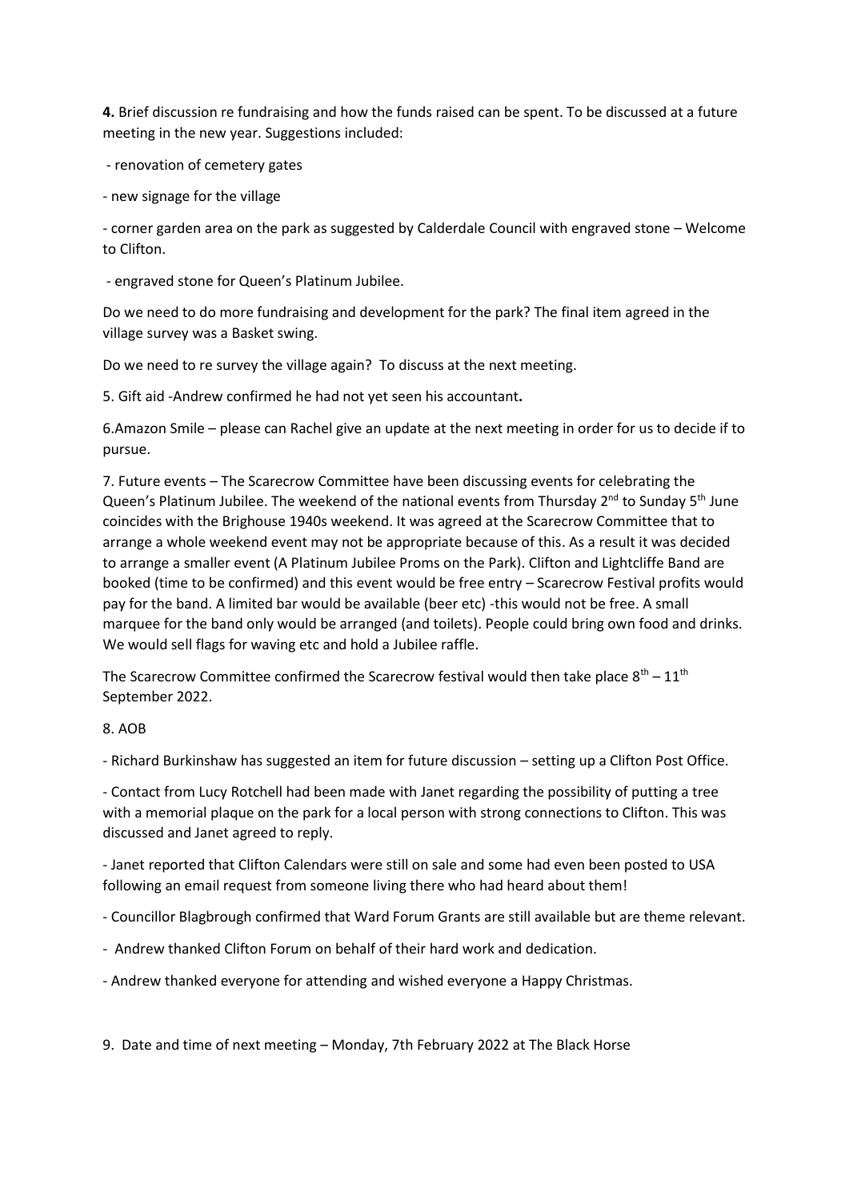**4.** Brief discussion re fundraising and how the funds raised can be spent. To be discussed at a future meeting in the new year. Suggestions included:

- renovation of cemetery gates

- new signage for the village

- corner garden area on the park as suggested by Calderdale Council with engraved stone – Welcome to Clifton.

- engraved stone for Queen's Platinum Jubilee.

Do we need to do more fundraising and development for the park? The final item agreed in the village survey was a Basket swing.

Do we need to re survey the village again? To discuss at the next meeting.

5. Gift aid -Andrew confirmed he had not yet seen his accountant**.**

6.Amazon Smile – please can Rachel give an update at the next meeting in order for us to decide if to pursue.

7. Future events – The Scarecrow Committee have been discussing events for celebrating the Queen's Platinum Jubilee. The weekend of the national events from Thursday 2nd to Sunday 5th June coincides with the Brighouse 1940s weekend. It was agreed at the Scarecrow Committee that to arrange a whole weekend event may not be appropriate because of this. As a result it was decided to arrange a smaller event (A Platinum Jubilee Proms on the Park). Clifton and Lightcliffe Band are booked (time to be confirmed) and this event would be free entry – Scarecrow Festival profits would pay for the band. A limited bar would be available (beer etc) -this would not be free. A small marquee for the band only would be arranged (and toilets). People could bring own food and drinks. We would sell flags for waving etc and hold a Jubilee raffle.

The Scarecrow Committee confirmed the Scarecrow festival would then take place 8th – 11th September 2022.

8. AOB

- Richard Burkinshaw has suggested an item for future discussion – setting up a Clifton Post Office.

- Contact from Lucy Rotchell had been made with Janet regarding the possibility of putting a tree with a memorial plaque on the park for a local person with strong connections to Clifton. This was discussed and Janet agreed to reply.

- Janet reported that Clifton Calendars were still on sale and some had even been posted to USA following an email request from someone living there who had heard about them!

- Councillor Blagbrough confirmed that Ward Forum Grants are still available but are theme relevant.

- Andrew thanked Clifton Forum on behalf of their hard work and dedication.

- Andrew thanked everyone for attending and wished everyone a Happy Christmas.

9. Date and time of next meeting – Monday, 7th February 2022 at The Black Horse